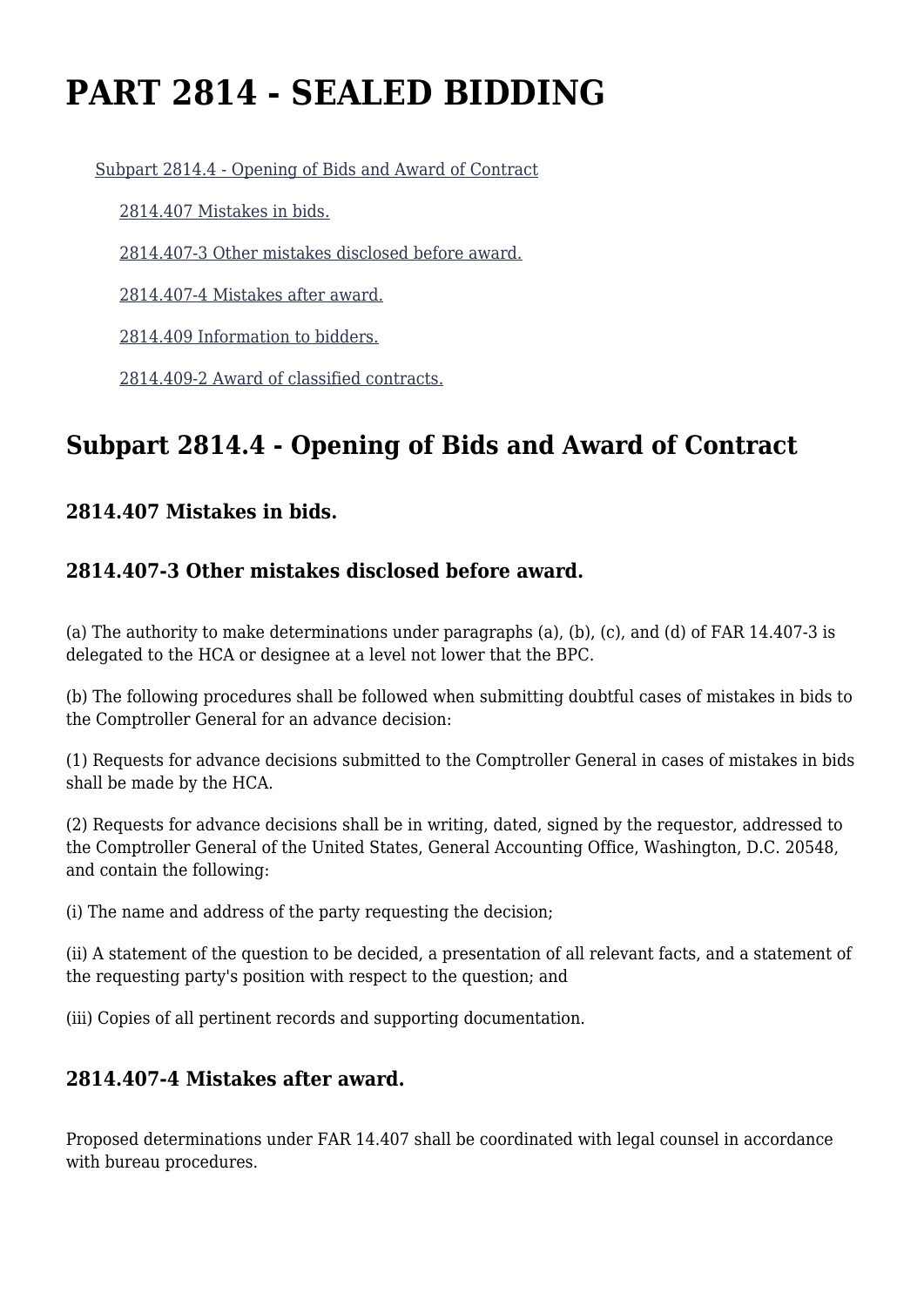# PART 2814 - SEALED BIDDING

- Subpart 2814.4 - Opening of Bids and Award of Contract
  - 2814.407 Mistakes in bids.
  - 2814.407-3 Other mistakes disclosed before award.
  - 2814.407-4 Mistakes after award.
  - 2814.409 Information to bidders.
  - 2814.409-2 Award of classified contracts.

## Subpart 2814.4 - Opening of Bids and Award of Contract

### 2814.407 Mistakes in bids.

### 2814.407-3 Other mistakes disclosed before award.

(a) The authority to make determinations under paragraphs (a), (b), (c), and (d) of FAR 14.407-3 is delegated to the HCA or designee at a level not lower that the BPC.

(b) The following procedures shall be followed when submitting doubtful cases of mistakes in bids to the Comptroller General for an advance decision:

(1) Requests for advance decisions submitted to the Comptroller General in cases of mistakes in bids shall be made by the HCA.

(2) Requests for advance decisions shall be in writing, dated, signed by the requestor, addressed to the Comptroller General of the United States, General Accounting Office, Washington, D.C. 20548, and contain the following:

(i) The name and address of the party requesting the decision;

(ii) A statement of the question to be decided, a presentation of all relevant facts, and a statement of the requesting party's position with respect to the question; and

(iii) Copies of all pertinent records and supporting documentation.

### 2814.407-4 Mistakes after award.

Proposed determinations under FAR 14.407 shall be coordinated with legal counsel in accordance with bureau procedures.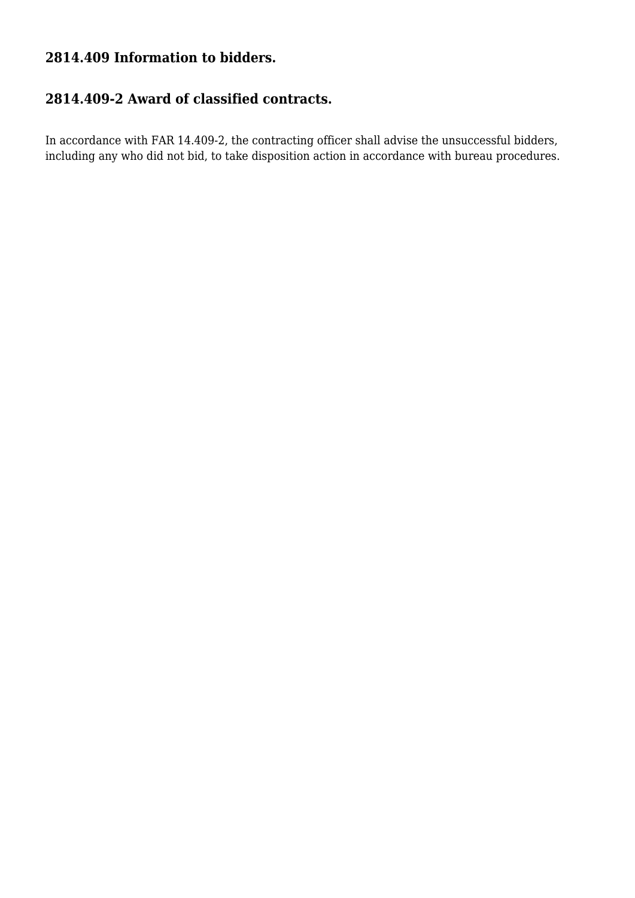## 2814.409 Information to bidders.

## 2814.409-2 Award of classified contracts.

In accordance with FAR 14.409-2, the contracting officer shall advise the unsuccessful bidders, including any who did not bid, to take disposition action in accordance with bureau procedures.